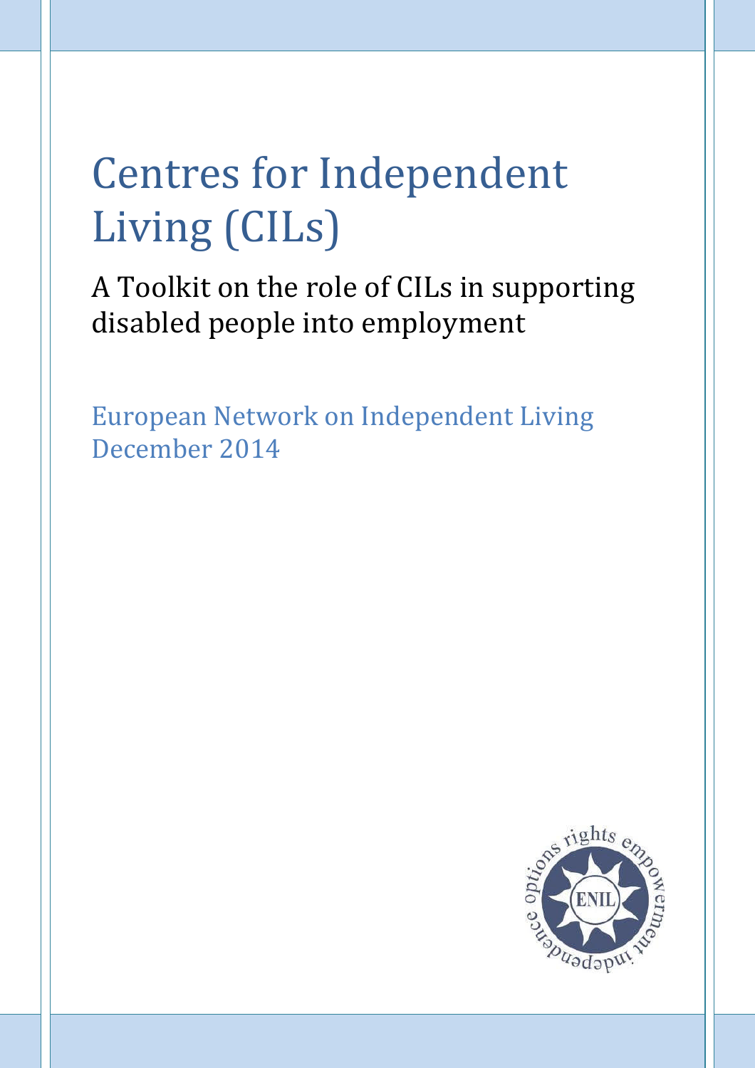# Centres for Independent Living (CILs)

## A Toolkit on the role of CILs in supporting disabled people into employment

European Network on Independent Living
December 2014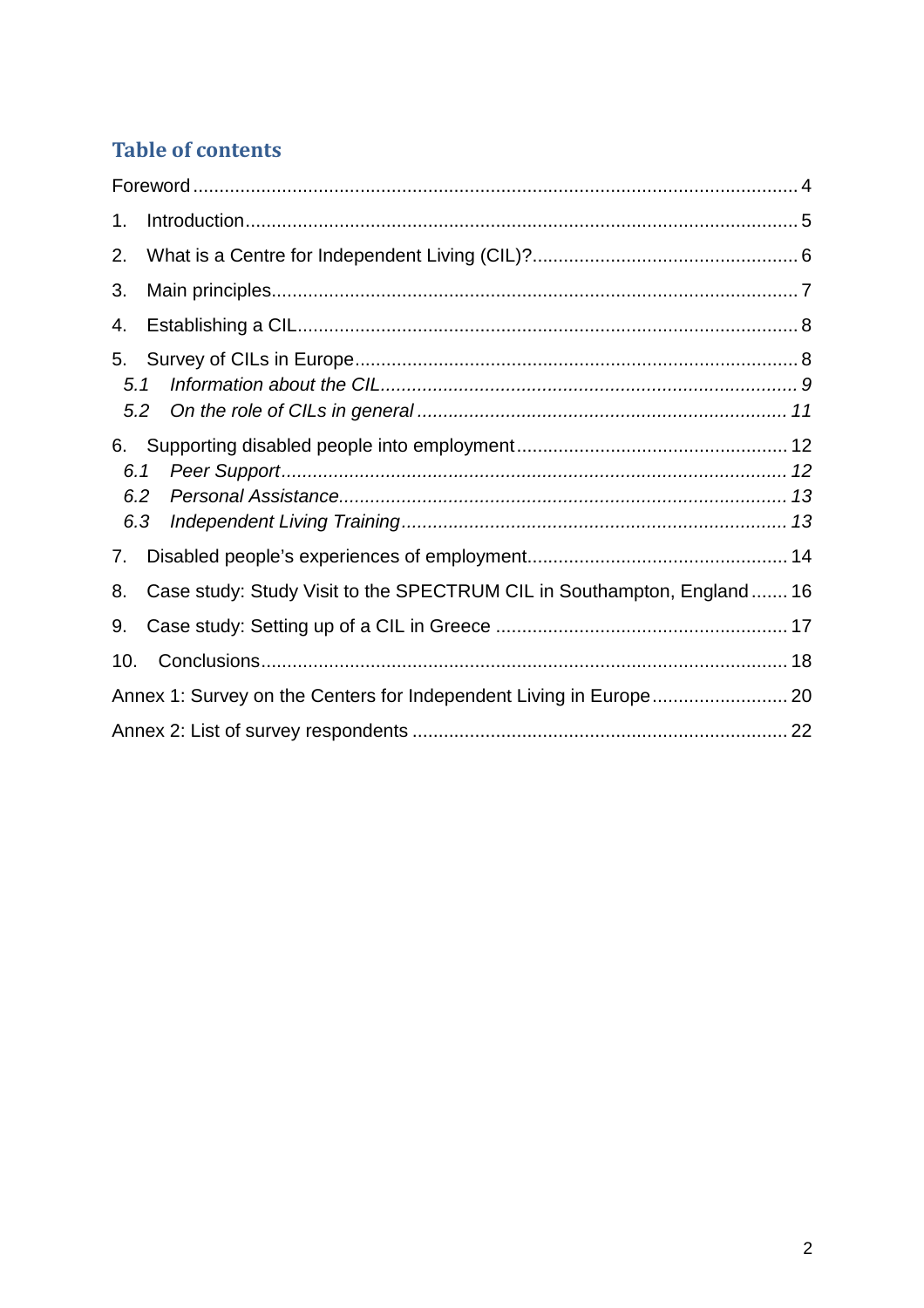## Table of contents

Foreword ........................................................................................................................ 4

1. Introduction ................................................................................................................ 5

2. What is a Centre for Independent Living (CIL)? ........................................................ 6

3. Main principles ............................................................................................................ 7

4. Establishing a CIL ........................................................................................................ 8

5. Survey of CILs in Europe ............................................................................................. 8
   - *5.1 Information about the CIL ........................................................................... 9*
   - *5.2 On the role of CILs in general .................................................................... 11*

6. Supporting disabled people into employment ............................................................ 12
   - *6.1 Peer Support .............................................................................................. 12*
   - *6.2 Personal Assistance .................................................................................... 13*
   - *6.3 Independent Living Training ....................................................................... 13*

7. Disabled people's experiences of employment .......................................................... 14

8. Case study: Study Visit to the SPECTRUM CIL in Southampton, England ....... 16

9. Case study: Setting up of a CIL in Greece ................................................................. 17

10. Conclusions ............................................................................................................... 18

Annex 1: Survey on the Centers for Independent Living in Europe .............................. 20

Annex 2: List of survey respondents ............................................................................... 22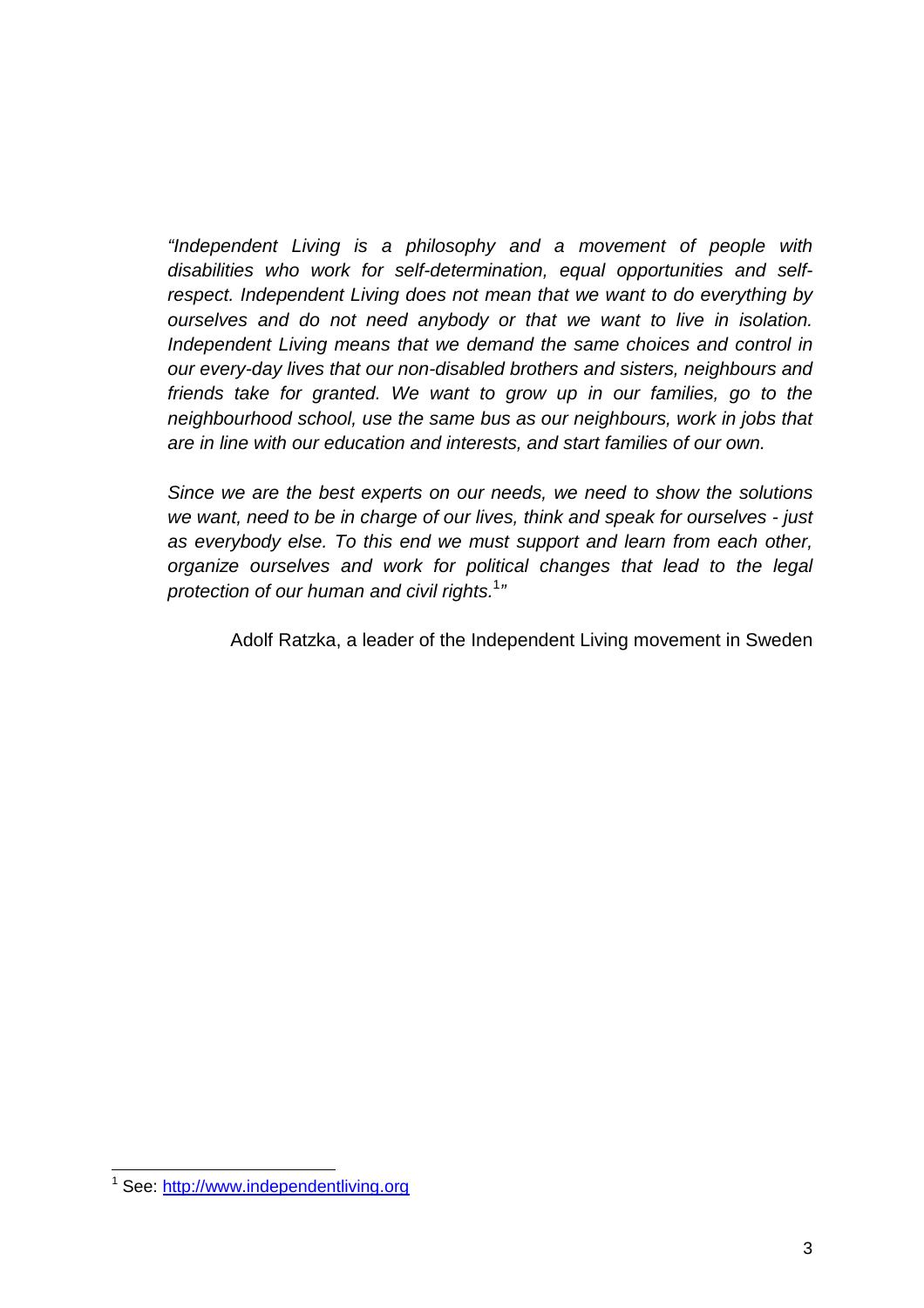*"Independent Living is a philosophy and a movement of people with disabilities who work for self-determination, equal opportunities and self-respect. Independent Living does not mean that we want to do everything by ourselves and do not need anybody or that we want to live in isolation. Independent Living means that we demand the same choices and control in our every-day lives that our non-disabled brothers and sisters, neighbours and friends take for granted. We want to grow up in our families, go to the neighbourhood school, use the same bus as our neighbours, work in jobs that are in line with our education and interests, and start families of our own.*

*Since we are the best experts on our needs, we need to show the solutions we want, need to be in charge of our lives, think and speak for ourselves - just as everybody else. To this end we must support and learn from each other, organize ourselves and work for political changes that lead to the legal protection of our human and civil rights.*[1]*"*

Adolf Ratzka, a leader of the Independent Living movement in Sweden

[1] See: http://www.independentliving.org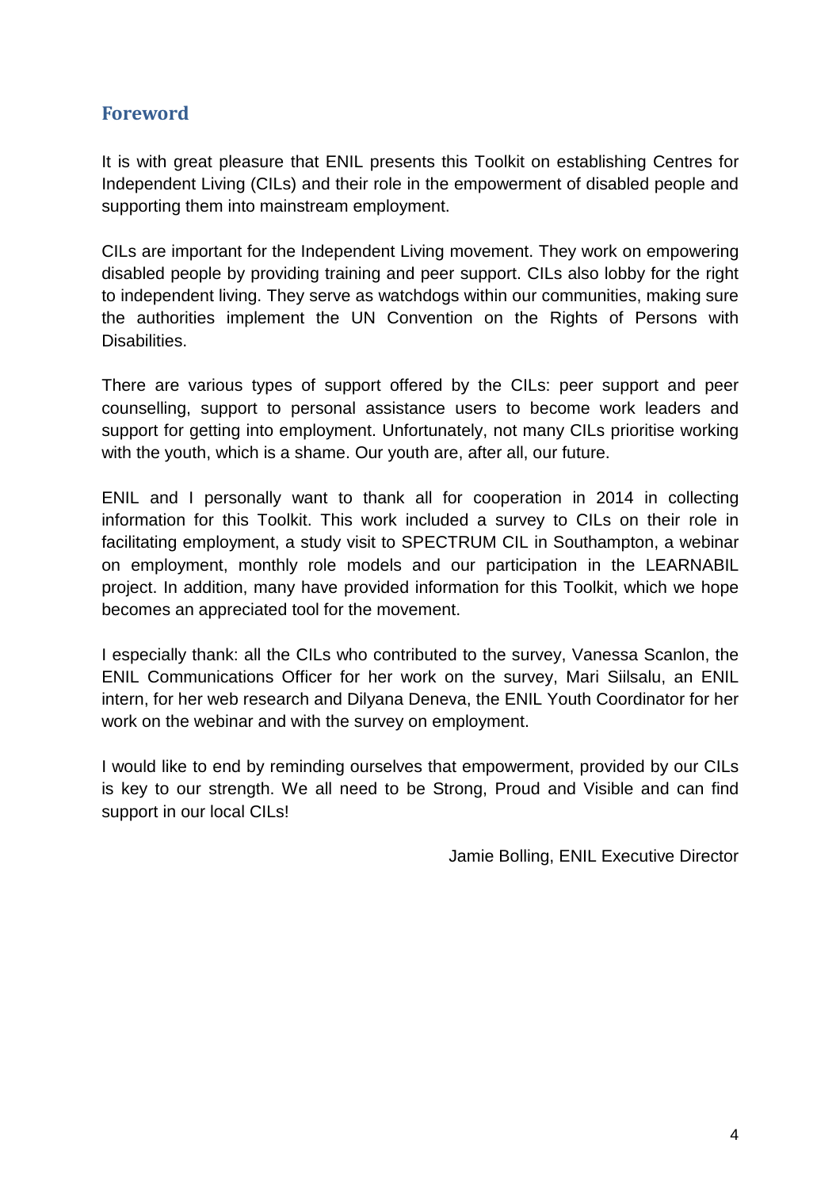## Foreword

It is with great pleasure that ENIL presents this Toolkit on establishing Centres for Independent Living (CILs) and their role in the empowerment of disabled people and supporting them into mainstream employment.

CILs are important for the Independent Living movement. They work on empowering disabled people by providing training and peer support. CILs also lobby for the right to independent living. They serve as watchdogs within our communities, making sure the authorities implement the UN Convention on the Rights of Persons with Disabilities.

There are various types of support offered by the CILs: peer support and peer counselling, support to personal assistance users to become work leaders and support for getting into employment. Unfortunately, not many CILs prioritise working with the youth, which is a shame. Our youth are, after all, our future.

ENIL and I personally want to thank all for cooperation in 2014 in collecting information for this Toolkit. This work included a survey to CILs on their role in facilitating employment, a study visit to SPECTRUM CIL in Southampton, a webinar on employment, monthly role models and our participation in the LEARNABIL project. In addition, many have provided information for this Toolkit, which we hope becomes an appreciated tool for the movement.

I especially thank: all the CILs who contributed to the survey, Vanessa Scanlon, the ENIL Communications Officer for her work on the survey, Mari Siilsalu, an ENIL intern, for her web research and Dilyana Deneva, the ENIL Youth Coordinator for her work on the webinar and with the survey on employment.

I would like to end by reminding ourselves that empowerment, provided by our CILs is key to our strength. We all need to be Strong, Proud and Visible and can find support in our local CILs!

Jamie Bolling, ENIL Executive Director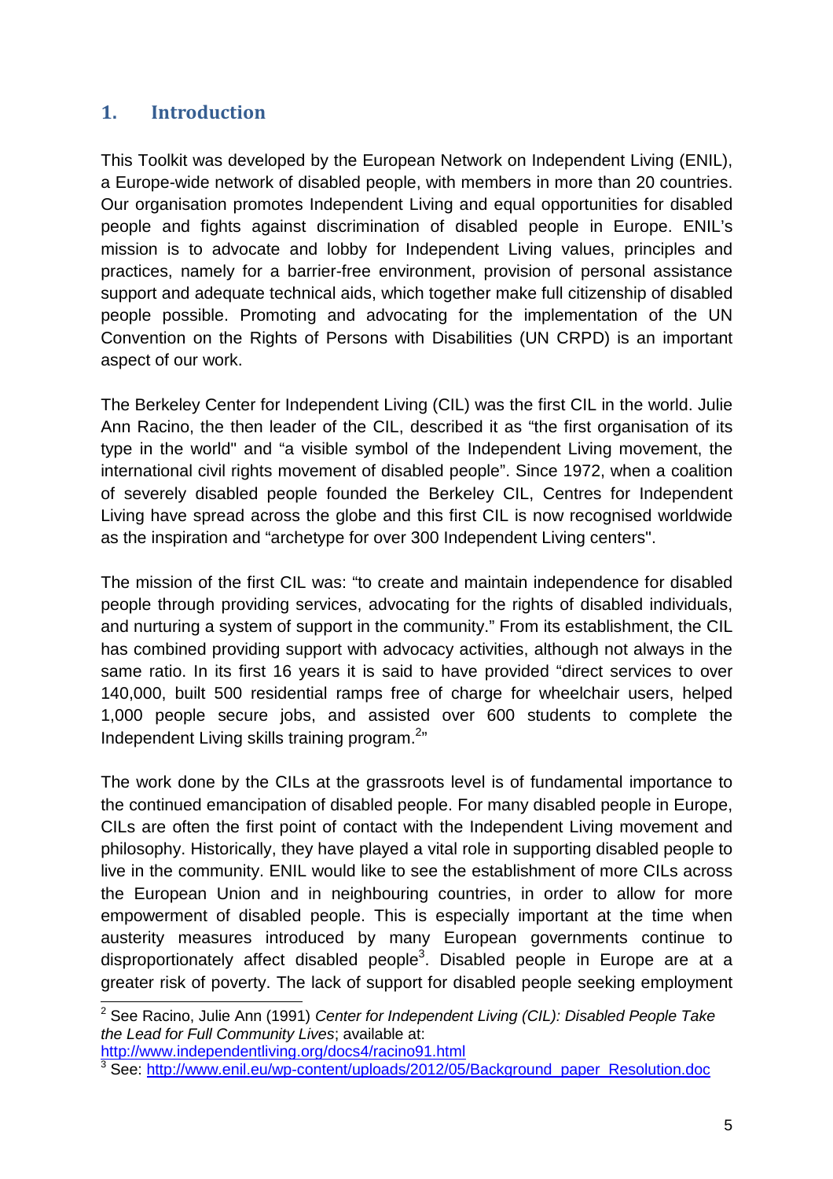# 1. Introduction

This Toolkit was developed by the European Network on Independent Living (ENIL), a Europe-wide network of disabled people, with members in more than 20 countries. Our organisation promotes Independent Living and equal opportunities for disabled people and fights against discrimination of disabled people in Europe. ENIL's mission is to advocate and lobby for Independent Living values, principles and practices, namely for a barrier-free environment, provision of personal assistance support and adequate technical aids, which together make full citizenship of disabled people possible. Promoting and advocating for the implementation of the UN Convention on the Rights of Persons with Disabilities (UN CRPD) is an important aspect of our work.

The Berkeley Center for Independent Living (CIL) was the first CIL in the world. Julie Ann Racino, the then leader of the CIL, described it as "the first organisation of its type in the world" and "a visible symbol of the Independent Living movement, the international civil rights movement of disabled people". Since 1972, when a coalition of severely disabled people founded the Berkeley CIL, Centres for Independent Living have spread across the globe and this first CIL is now recognised worldwide as the inspiration and "archetype for over 300 Independent Living centers".

The mission of the first CIL was: "to create and maintain independence for disabled people through providing services, advocating for the rights of disabled individuals, and nurturing a system of support in the community." From its establishment, the CIL has combined providing support with advocacy activities, although not always in the same ratio. In its first 16 years it is said to have provided "direct services to over 140,000, built 500 residential ramps free of charge for wheelchair users, helped 1,000 people secure jobs, and assisted over 600 students to complete the Independent Living skills training program.[2]"

The work done by the CILs at the grassroots level is of fundamental importance to the continued emancipation of disabled people. For many disabled people in Europe, CILs are often the first point of contact with the Independent Living movement and philosophy. Historically, they have played a vital role in supporting disabled people to live in the community. ENIL would like to see the establishment of more CILs across the European Union and in neighbouring countries, in order to allow for more empowerment of disabled people. This is especially important at the time when austerity measures introduced by many European governments continue to disproportionately affect disabled people[3]. Disabled people in Europe are at a greater risk of poverty. The lack of support for disabled people seeking employment

---

[2] See Racino, Julie Ann (1991) *Center for Independent Living (CIL): Disabled People Take the Lead for Full Community Lives*; available at: http://www.independentliving.org/docs4/racino91.html

[3] See: http://www.enil.eu/wp-content/uploads/2012/05/Background_paper_Resolution.doc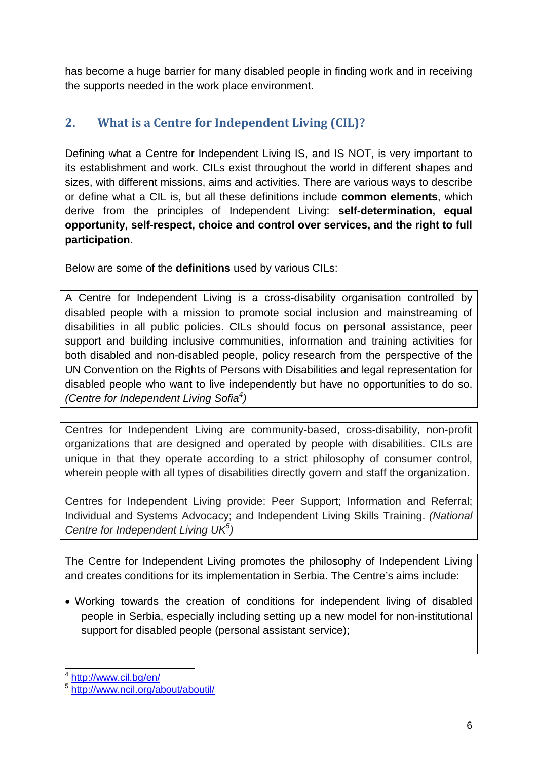has become a huge barrier for many disabled people in finding work and in receiving the supports needed in the work place environment.

## 2. What is a Centre for Independent Living (CIL)?

Defining what a Centre for Independent Living IS, and IS NOT, is very important to its establishment and work. CILs exist throughout the world in different shapes and sizes, with different missions, aims and activities. There are various ways to describe or define what a CIL is, but all these definitions include **common elements**, which derive from the principles of Independent Living: **self-determination, equal opportunity, self-respect, choice and control over services, and the right to full participation**.

Below are some of the **definitions** used by various CILs:

> A Centre for Independent Living is a cross-disability organisation controlled by disabled people with a mission to promote social inclusion and mainstreaming of disabilities in all public policies. CILs should focus on personal assistance, peer support and building inclusive communities, information and training activities for both disabled and non-disabled people, policy research from the perspective of the UN Convention on the Rights of Persons with Disabilities and legal representation for disabled people who want to live independently but have no opportunities to do so. *(Centre for Independent Living Sofia[4])*

> Centres for Independent Living are community-based, cross-disability, non-profit organizations that are designed and operated by people with disabilities. CILs are unique in that they operate according to a strict philosophy of consumer control, wherein people with all types of disabilities directly govern and staff the organization.
>
> Centres for Independent Living provide: Peer Support; Information and Referral; Individual and Systems Advocacy; and Independent Living Skills Training. *(National Centre for Independent Living UK[5])*

> The Centre for Independent Living promotes the philosophy of Independent Living and creates conditions for its implementation in Serbia. The Centre's aims include:
>
> - Working towards the creation of conditions for independent living of disabled people in Serbia, especially including setting up a new model for non-institutional support for disabled people (personal assistant service);

---

[4] http://www.cil.bg/en/

[5] http://www.ncil.org/about/aboutil/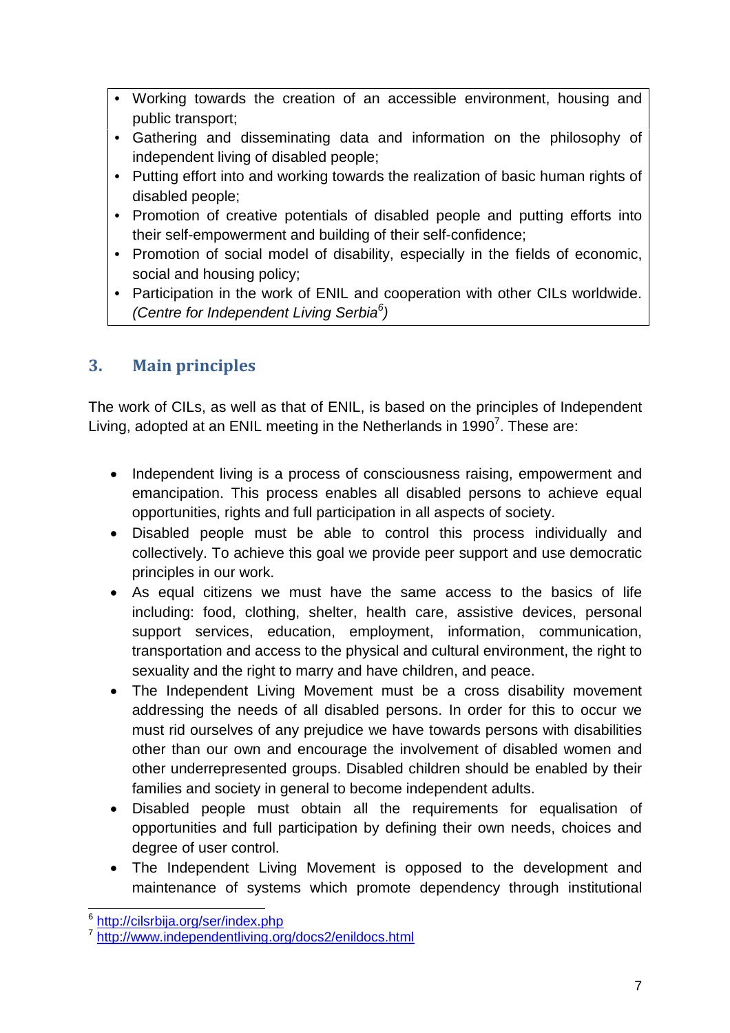- Working towards the creation of an accessible environment, housing and public transport;
- Gathering and disseminating data and information on the philosophy of independent living of disabled people;
- Putting effort into and working towards the realization of basic human rights of disabled people;
- Promotion of creative potentials of disabled people and putting efforts into their self-empowerment and building of their self-confidence;
- Promotion of social model of disability, especially in the fields of economic, social and housing policy;
- Participation in the work of ENIL and cooperation with other CILs worldwide. *(Centre for Independent Living Serbia[6])*

## 3. Main principles

The work of CILs, as well as that of ENIL, is based on the principles of Independent Living, adopted at an ENIL meeting in the Netherlands in 1990[7]. These are:

- Independent living is a process of consciousness raising, empowerment and emancipation. This process enables all disabled persons to achieve equal opportunities, rights and full participation in all aspects of society.
- Disabled people must be able to control this process individually and collectively. To achieve this goal we provide peer support and use democratic principles in our work.
- As equal citizens we must have the same access to the basics of life including: food, clothing, shelter, health care, assistive devices, personal support services, education, employment, information, communication, transportation and access to the physical and cultural environment, the right to sexuality and the right to marry and have children, and peace.
- The Independent Living Movement must be a cross disability movement addressing the needs of all disabled persons. In order for this to occur we must rid ourselves of any prejudice we have towards persons with disabilities other than our own and encourage the involvement of disabled women and other underrepresented groups. Disabled children should be enabled by their families and society in general to become independent adults.
- Disabled people must obtain all the requirements for equalisation of opportunities and full participation by defining their own needs, choices and degree of user control.
- The Independent Living Movement is opposed to the development and maintenance of systems which promote dependency through institutional

---

[6] http://cilsrbija.org/ser/index.php

[7] http://www.independentliving.org/docs2/enildocs.html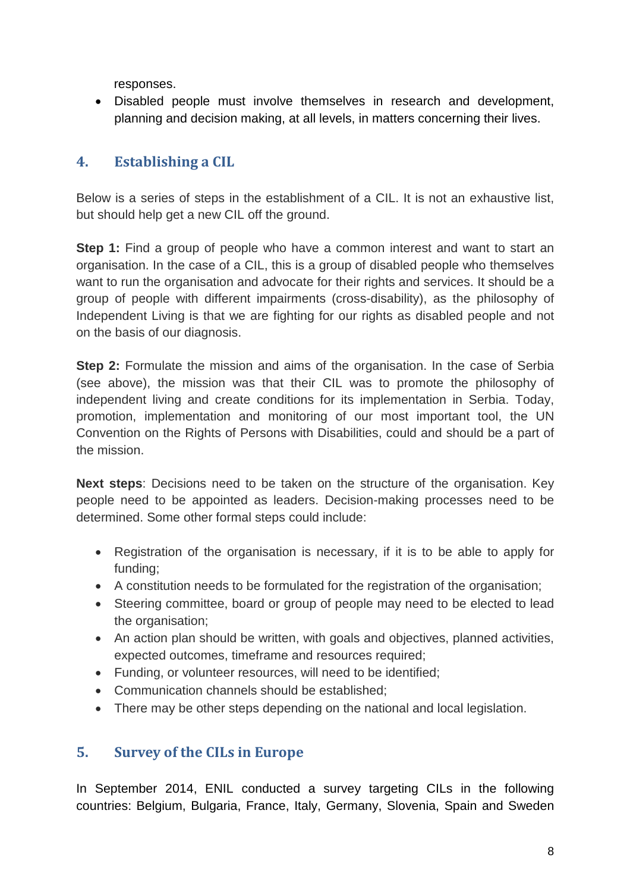responses.

- Disabled people must involve themselves in research and development, planning and decision making, at all levels, in matters concerning their lives.

## 4. Establishing a CIL

Below is a series of steps in the establishment of a CIL. It is not an exhaustive list, but should help get a new CIL off the ground.

**Step 1:** Find a group of people who have a common interest and want to start an organisation. In the case of a CIL, this is a group of disabled people who themselves want to run the organisation and advocate for their rights and services. It should be a group of people with different impairments (cross-disability), as the philosophy of Independent Living is that we are fighting for our rights as disabled people and not on the basis of our diagnosis.

**Step 2:** Formulate the mission and aims of the organisation. In the case of Serbia (see above), the mission was that their CIL was to promote the philosophy of independent living and create conditions for its implementation in Serbia. Today, promotion, implementation and monitoring of our most important tool, the UN Convention on the Rights of Persons with Disabilities, could and should be a part of the mission.

**Next steps**: Decisions need to be taken on the structure of the organisation. Key people need to be appointed as leaders. Decision-making processes need to be determined. Some other formal steps could include:

- Registration of the organisation is necessary, if it is to be able to apply for funding;
- A constitution needs to be formulated for the registration of the organisation;
- Steering committee, board or group of people may need to be elected to lead the organisation;
- An action plan should be written, with goals and objectives, planned activities, expected outcomes, timeframe and resources required;
- Funding, or volunteer resources, will need to be identified;
- Communication channels should be established;
- There may be other steps depending on the national and local legislation.

## 5. Survey of the CILs in Europe

In September 2014, ENIL conducted a survey targeting CILs in the following countries: Belgium, Bulgaria, France, Italy, Germany, Slovenia, Spain and Sweden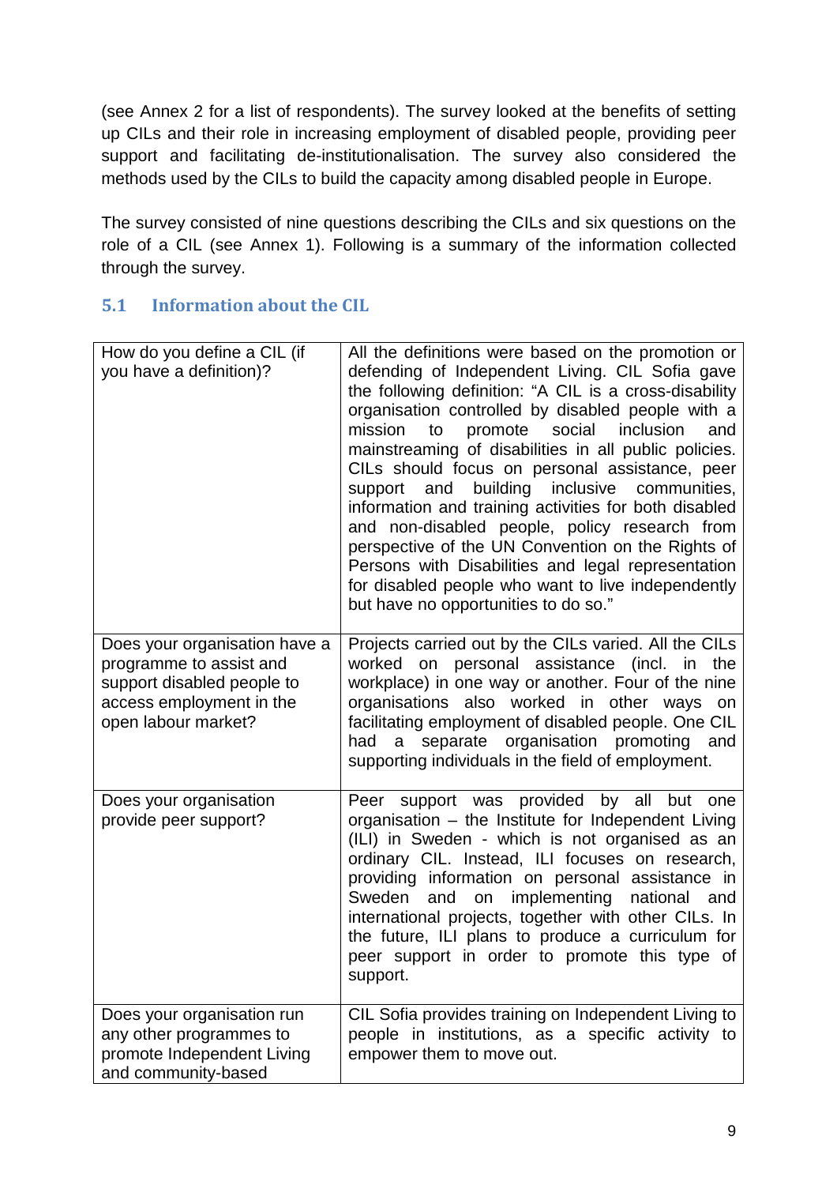(see Annex 2 for a list of respondents). The survey looked at the benefits of setting up CILs and their role in increasing employment of disabled people, providing peer support and facilitating de-institutionalisation. The survey also considered the methods used by the CILs to build the capacity among disabled people in Europe.

The survey consisted of nine questions describing the CILs and six questions on the role of a CIL (see Annex 1). Following is a summary of the information collected through the survey.

## 5.1 Information about the CIL

| | |
|---|---|
| How do you define a CIL (if you have a definition)? | All the definitions were based on the promotion or defending of Independent Living. CIL Sofia gave the following definition: "A CIL is a cross-disability organisation controlled by disabled people with a mission to promote social inclusion and mainstreaming of disabilities in all public policies. CILs should focus on personal assistance, peer support and building inclusive communities, information and training activities for both disabled and non-disabled people, policy research from perspective of the UN Convention on the Rights of Persons with Disabilities and legal representation for disabled people who want to live independently but have no opportunities to do so." |
| Does your organisation have a programme to assist and support disabled people to access employment in the open labour market? | Projects carried out by the CILs varied. All the CILs worked on personal assistance (incl. in the workplace) in one way or another. Four of the nine organisations also worked in other ways on facilitating employment of disabled people. One CIL had a separate organisation promoting and supporting individuals in the field of employment. |
| Does your organisation provide peer support? | Peer support was provided by all but one organisation – the Institute for Independent Living (ILI) in Sweden - which is not organised as an ordinary CIL. Instead, ILI focuses on research, providing information on personal assistance in Sweden and on implementing national and international projects, together with other CILs. In the future, ILI plans to produce a curriculum for peer support in order to promote this type of support. |
| Does your organisation run any other programmes to promote Independent Living and community-based | CIL Sofia provides training on Independent Living to people in institutions, as a specific activity to empower them to move out. |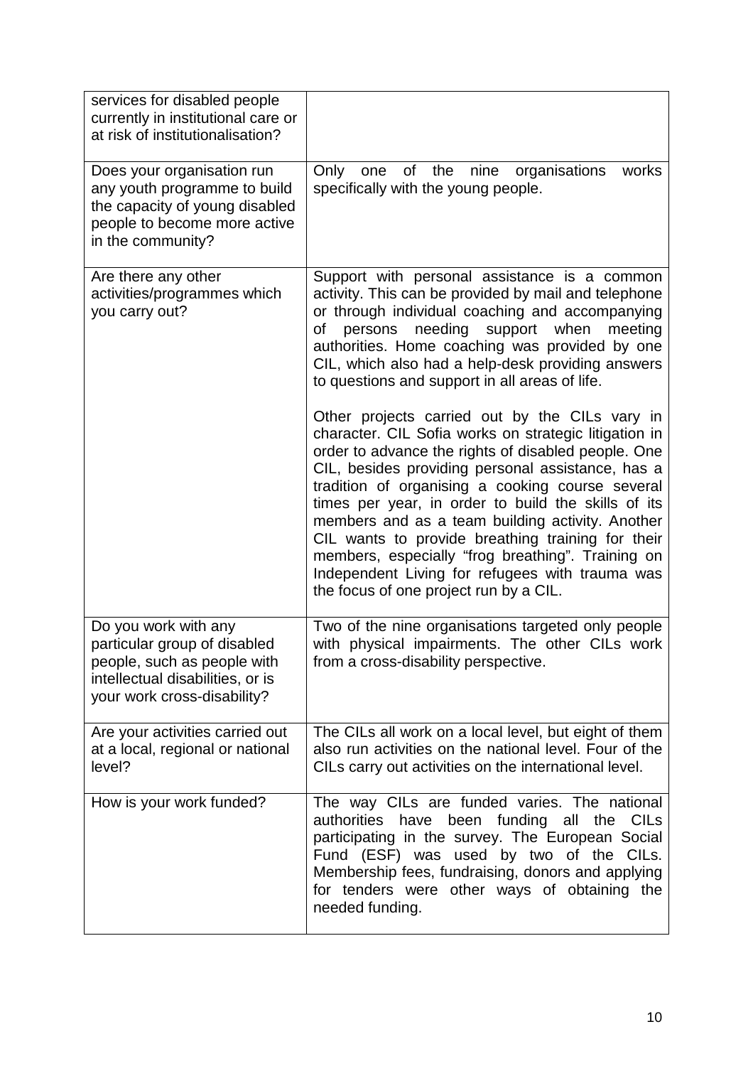| | |
|---|---|
| services for disabled people currently in institutional care or at risk of institutionalisation? | |
| Does your organisation run any youth programme to build the capacity of young disabled people to become more active in the community? | Only one of the nine organisations works specifically with the young people. |
| Are there any other activities/programmes which you carry out? | Support with personal assistance is a common activity. This can be provided by mail and telephone or through individual coaching and accompanying of persons needing support when meeting authorities. Home coaching was provided by one CIL, which also had a help-desk providing answers to questions and support in all areas of life.<br><br>Other projects carried out by the CILs vary in character. CIL Sofia works on strategic litigation in order to advance the rights of disabled people. One CIL, besides providing personal assistance, has a tradition of organising a cooking course several times per year, in order to build the skills of its members and as a team building activity. Another CIL wants to provide breathing training for their members, especially "frog breathing". Training on Independent Living for refugees with trauma was the focus of one project run by a CIL. |
| Do you work with any particular group of disabled people, such as people with intellectual disabilities, or is your work cross-disability? | Two of the nine organisations targeted only people with physical impairments. The other CILs work from a cross-disability perspective. |
| Are your activities carried out at a local, regional or national level? | The CILs all work on a local level, but eight of them also run activities on the national level. Four of the CILs carry out activities on the international level. |
| How is your work funded? | The way CILs are funded varies. The national authorities have been funding all the CILs participating in the survey. The European Social Fund (ESF) was used by two of the CILs. Membership fees, fundraising, donors and applying for tenders were other ways of obtaining the needed funding. |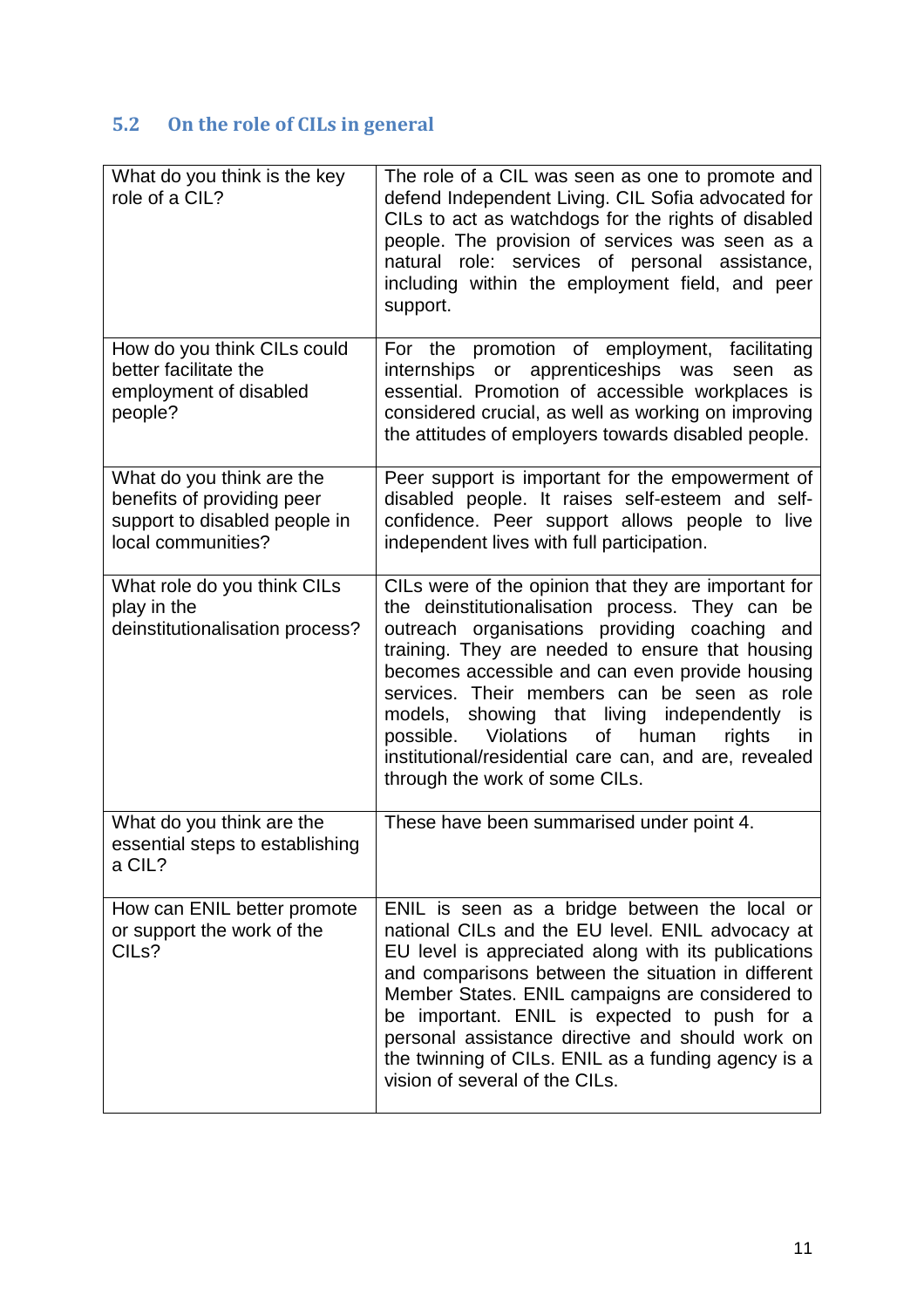## 5.2 On the role of CILs in general

| | |
|---|---|
| What do you think is the key role of a CIL? | The role of a CIL was seen as one to promote and defend Independent Living. CIL Sofia advocated for CILs to act as watchdogs for the rights of disabled people. The provision of services was seen as a natural role: services of personal assistance, including within the employment field, and peer support. |
| How do you think CILs could better facilitate the employment of disabled people? | For the promotion of employment, facilitating internships or apprenticeships was seen as essential. Promotion of accessible workplaces is considered crucial, as well as working on improving the attitudes of employers towards disabled people. |
| What do you think are the benefits of providing peer support to disabled people in local communities? | Peer support is important for the empowerment of disabled people. It raises self-esteem and self-confidence. Peer support allows people to live independent lives with full participation. |
| What role do you think CILs play in the deinstitutionalisation process? | CILs were of the opinion that they are important for the deinstitutionalisation process. They can be outreach organisations providing coaching and training. They are needed to ensure that housing becomes accessible and can even provide housing services. Their members can be seen as role models, showing that living independently is possible. Violations of human rights in institutional/residential care can, and are, revealed through the work of some CILs. |
| What do you think are the essential steps to establishing a CIL? | These have been summarised under point 4. |
| How can ENIL better promote or support the work of the CILs? | ENIL is seen as a bridge between the local or national CILs and the EU level. ENIL advocacy at EU level is appreciated along with its publications and comparisons between the situation in different Member States. ENIL campaigns are considered to be important. ENIL is expected to push for a personal assistance directive and should work on the twinning of CILs. ENIL as a funding agency is a vision of several of the CILs. |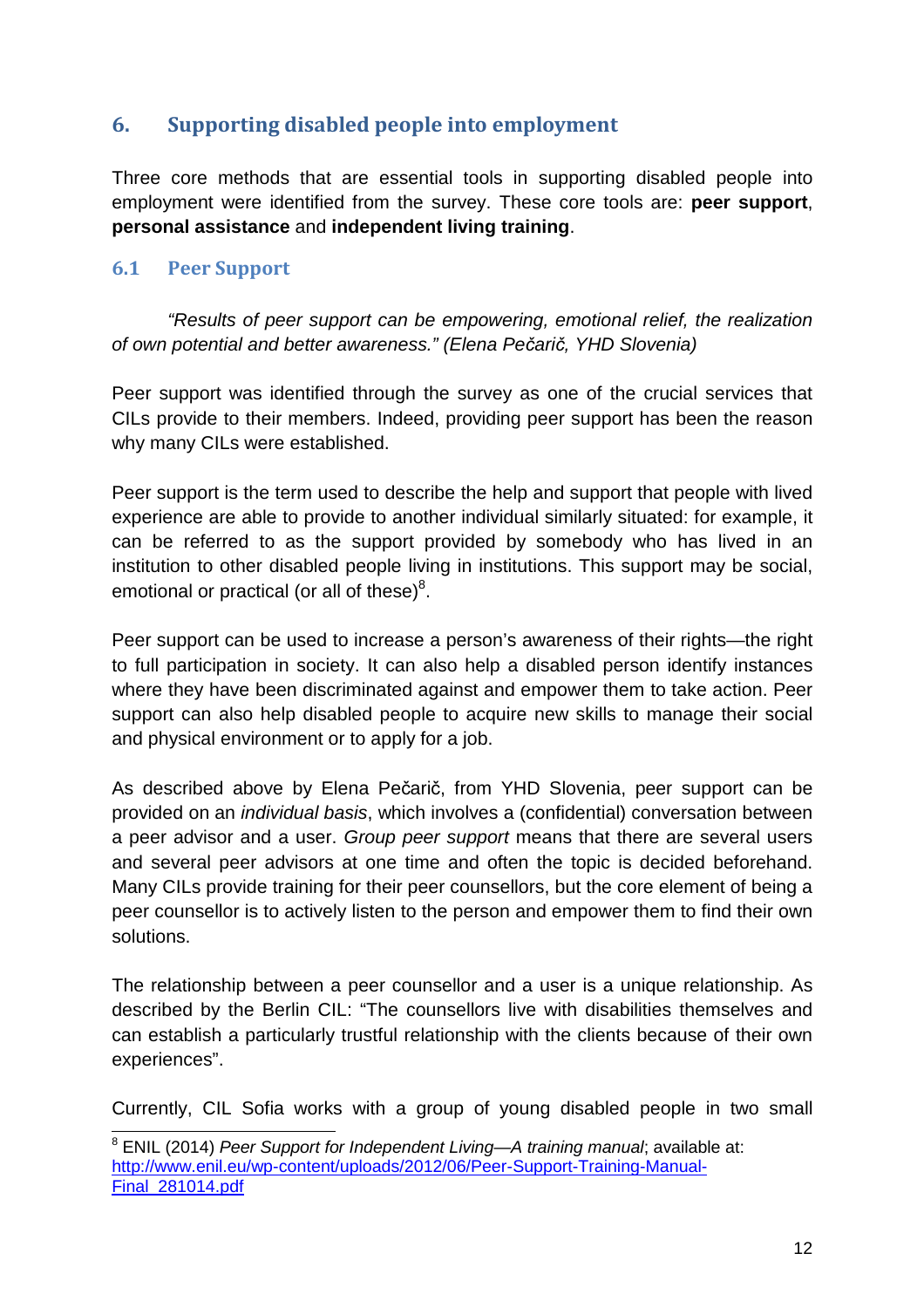## 6. Supporting disabled people into employment

Three core methods that are essential tools in supporting disabled people into employment were identified from the survey. These core tools are: **peer support**, **personal assistance** and **independent living training**.

### 6.1 Peer Support

*"Results of peer support can be empowering, emotional relief, the realization of own potential and better awareness." (Elena Pečarič, YHD Slovenia)*

Peer support was identified through the survey as one of the crucial services that CILs provide to their members. Indeed, providing peer support has been the reason why many CILs were established.

Peer support is the term used to describe the help and support that people with lived experience are able to provide to another individual similarly situated: for example, it can be referred to as the support provided by somebody who has lived in an institution to other disabled people living in institutions. This support may be social, emotional or practical (or all of these)[8].

Peer support can be used to increase a person's awareness of their rights—the right to full participation in society. It can also help a disabled person identify instances where they have been discriminated against and empower them to take action. Peer support can also help disabled people to acquire new skills to manage their social and physical environment or to apply for a job.

As described above by Elena Pečarič, from YHD Slovenia, peer support can be provided on an *individual basis*, which involves a (confidential) conversation between a peer advisor and a user. *Group peer support* means that there are several users and several peer advisors at one time and often the topic is decided beforehand. Many CILs provide training for their peer counsellors, but the core element of being a peer counsellor is to actively listen to the person and empower them to find their own solutions.

The relationship between a peer counsellor and a user is a unique relationship. As described by the Berlin CIL: "The counsellors live with disabilities themselves and can establish a particularly trustful relationship with the clients because of their own experiences".

Currently, CIL Sofia works with a group of young disabled people in two small

---

[8] ENIL (2014) *Peer Support for Independent Living—A training manual*; available at: http://www.enil.eu/wp-content/uploads/2012/06/Peer-Support-Training-Manual-Final_281014.pdf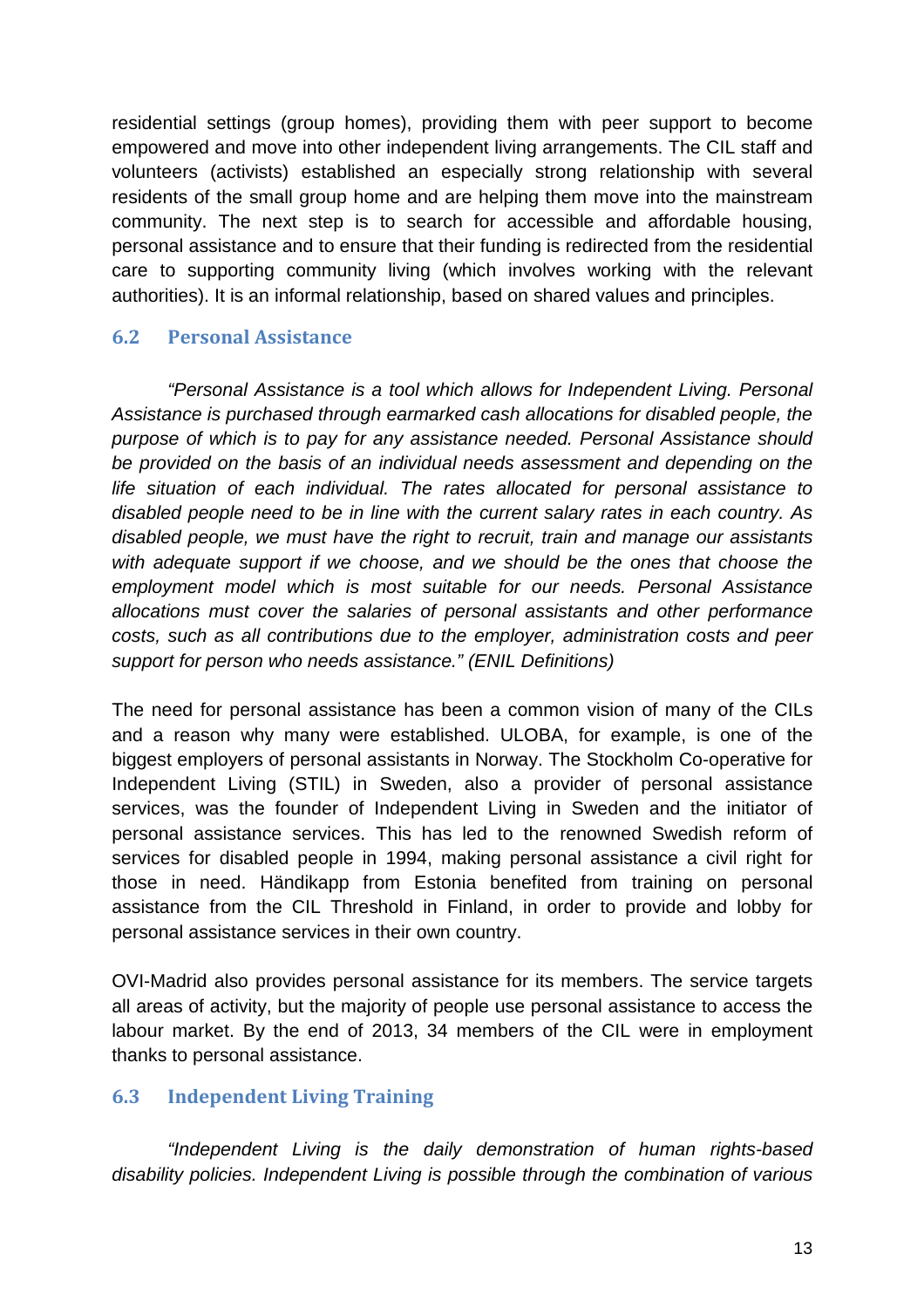residential settings (group homes), providing them with peer support to become empowered and move into other independent living arrangements. The CIL staff and volunteers (activists) established an especially strong relationship with several residents of the small group home and are helping them move into the mainstream community. The next step is to search for accessible and affordable housing, personal assistance and to ensure that their funding is redirected from the residential care to supporting community living (which involves working with the relevant authorities). It is an informal relationship, based on shared values and principles.

### 6.2 Personal Assistance

*"Personal Assistance is a tool which allows for Independent Living. Personal Assistance is purchased through earmarked cash allocations for disabled people, the purpose of which is to pay for any assistance needed. Personal Assistance should be provided on the basis of an individual needs assessment and depending on the life situation of each individual. The rates allocated for personal assistance to disabled people need to be in line with the current salary rates in each country. As disabled people, we must have the right to recruit, train and manage our assistants with adequate support if we choose, and we should be the ones that choose the employment model which is most suitable for our needs. Personal Assistance allocations must cover the salaries of personal assistants and other performance costs, such as all contributions due to the employer, administration costs and peer support for person who needs assistance." (ENIL Definitions)*

The need for personal assistance has been a common vision of many of the CILs and a reason why many were established. ULOBA, for example, is one of the biggest employers of personal assistants in Norway. The Stockholm Co-operative for Independent Living (STIL) in Sweden, also a provider of personal assistance services, was the founder of Independent Living in Sweden and the initiator of personal assistance services. This has led to the renowned Swedish reform of services for disabled people in 1994, making personal assistance a civil right for those in need. Händikapp from Estonia benefited from training on personal assistance from the CIL Threshold in Finland, in order to provide and lobby for personal assistance services in their own country.

OVI-Madrid also provides personal assistance for its members. The service targets all areas of activity, but the majority of people use personal assistance to access the labour market. By the end of 2013, 34 members of the CIL were in employment thanks to personal assistance.

### 6.3 Independent Living Training

*"Independent Living is the daily demonstration of human rights-based disability policies. Independent Living is possible through the combination of various*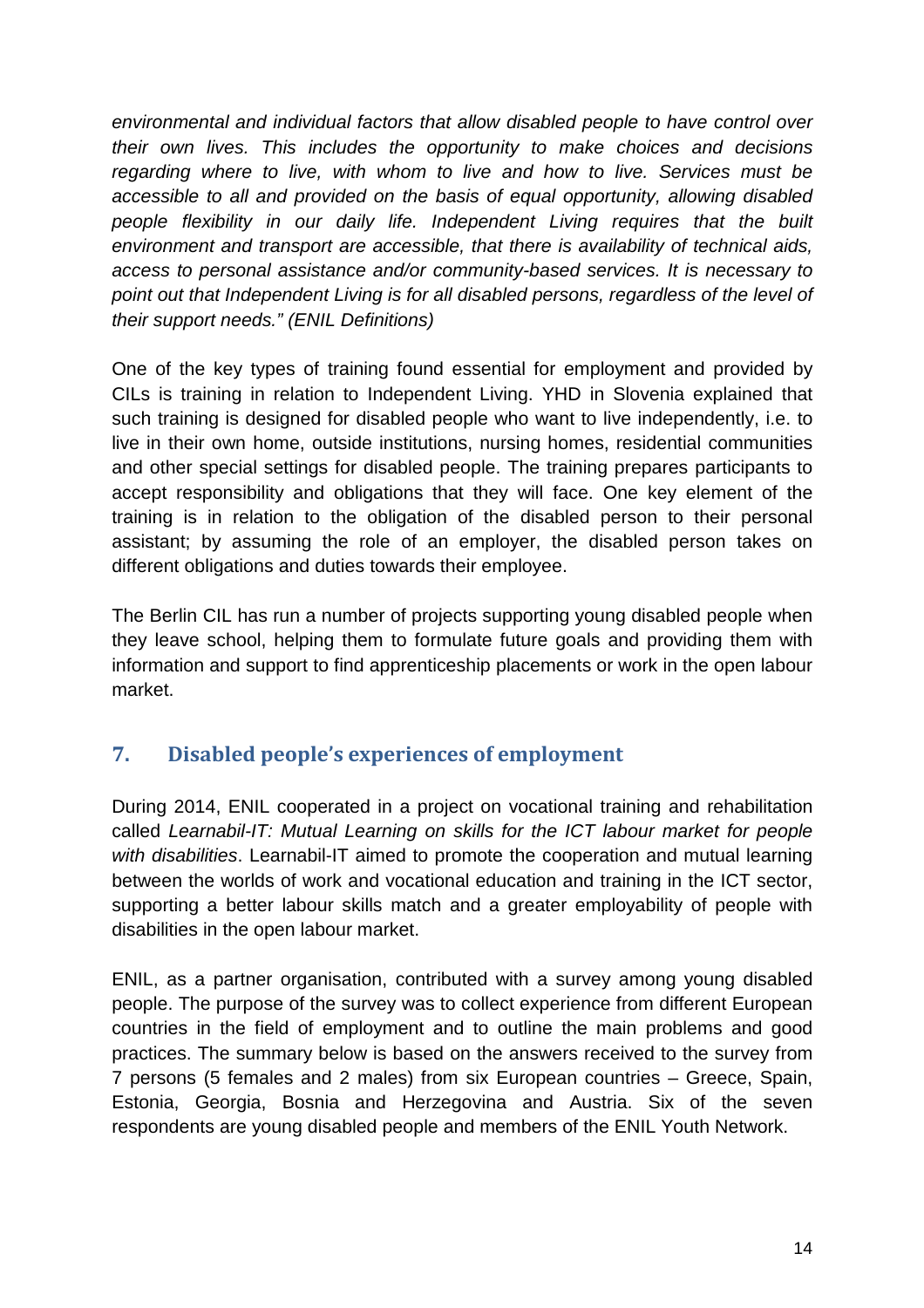*environmental and individual factors that allow disabled people to have control over their own lives. This includes the opportunity to make choices and decisions regarding where to live, with whom to live and how to live. Services must be accessible to all and provided on the basis of equal opportunity, allowing disabled people flexibility in our daily life. Independent Living requires that the built environment and transport are accessible, that there is availability of technical aids, access to personal assistance and/or community-based services. It is necessary to point out that Independent Living is for all disabled persons, regardless of the level of their support needs." (ENIL Definitions)*

One of the key types of training found essential for employment and provided by CILs is training in relation to Independent Living. YHD in Slovenia explained that such training is designed for disabled people who want to live independently, i.e. to live in their own home, outside institutions, nursing homes, residential communities and other special settings for disabled people. The training prepares participants to accept responsibility and obligations that they will face. One key element of the training is in relation to the obligation of the disabled person to their personal assistant; by assuming the role of an employer, the disabled person takes on different obligations and duties towards their employee.

The Berlin CIL has run a number of projects supporting young disabled people when they leave school, helping them to formulate future goals and providing them with information and support to find apprenticeship placements or work in the open labour market.

## 7. Disabled people's experiences of employment

During 2014, ENIL cooperated in a project on vocational training and rehabilitation called *Learnabil-IT: Mutual Learning on skills for the ICT labour market for people with disabilities*. Learnabil-IT aimed to promote the cooperation and mutual learning between the worlds of work and vocational education and training in the ICT sector, supporting a better labour skills match and a greater employability of people with disabilities in the open labour market.

ENIL, as a partner organisation, contributed with a survey among young disabled people. The purpose of the survey was to collect experience from different European countries in the field of employment and to outline the main problems and good practices. The summary below is based on the answers received to the survey from 7 persons (5 females and 2 males) from six European countries – Greece, Spain, Estonia, Georgia, Bosnia and Herzegovina and Austria. Six of the seven respondents are young disabled people and members of the ENIL Youth Network.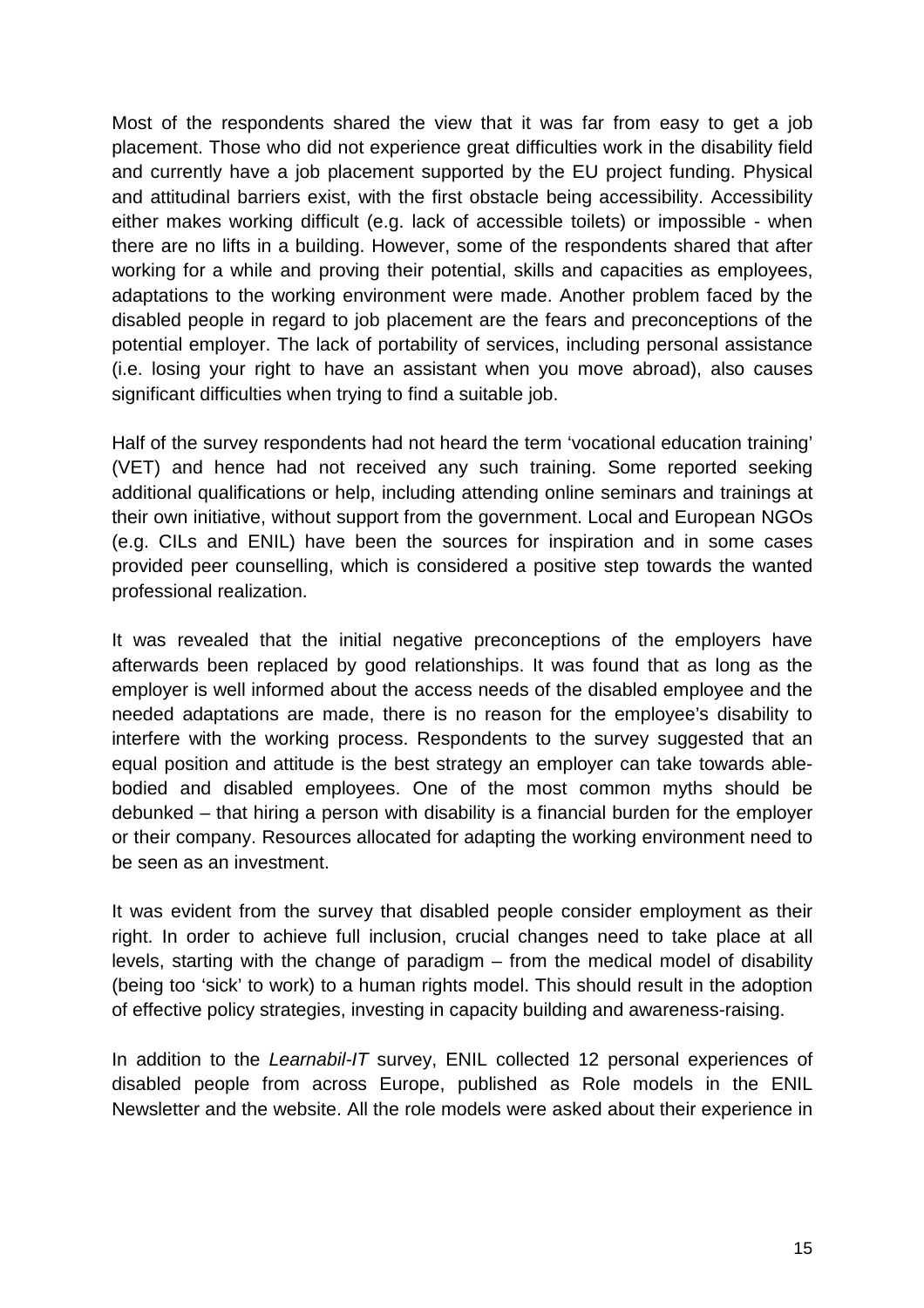Most of the respondents shared the view that it was far from easy to get a job placement. Those who did not experience great difficulties work in the disability field and currently have a job placement supported by the EU project funding. Physical and attitudinal barriers exist, with the first obstacle being accessibility. Accessibility either makes working difficult (e.g. lack of accessible toilets) or impossible - when there are no lifts in a building. However, some of the respondents shared that after working for a while and proving their potential, skills and capacities as employees, adaptations to the working environment were made. Another problem faced by the disabled people in regard to job placement are the fears and preconceptions of the potential employer. The lack of portability of services, including personal assistance (i.e. losing your right to have an assistant when you move abroad), also causes significant difficulties when trying to find a suitable job.

Half of the survey respondents had not heard the term 'vocational education training' (VET) and hence had not received any such training. Some reported seeking additional qualifications or help, including attending online seminars and trainings at their own initiative, without support from the government. Local and European NGOs (e.g. CILs and ENIL) have been the sources for inspiration and in some cases provided peer counselling, which is considered a positive step towards the wanted professional realization.

It was revealed that the initial negative preconceptions of the employers have afterwards been replaced by good relationships. It was found that as long as the employer is well informed about the access needs of the disabled employee and the needed adaptations are made, there is no reason for the employee's disability to interfere with the working process. Respondents to the survey suggested that an equal position and attitude is the best strategy an employer can take towards able-bodied and disabled employees. One of the most common myths should be debunked – that hiring a person with disability is a financial burden for the employer or their company. Resources allocated for adapting the working environment need to be seen as an investment.

It was evident from the survey that disabled people consider employment as their right. In order to achieve full inclusion, crucial changes need to take place at all levels, starting with the change of paradigm – from the medical model of disability (being too 'sick' to work) to a human rights model. This should result in the adoption of effective policy strategies, investing in capacity building and awareness-raising.

In addition to the *Learnabil-IT* survey, ENIL collected 12 personal experiences of disabled people from across Europe, published as Role models in the ENIL Newsletter and the website. All the role models were asked about their experience in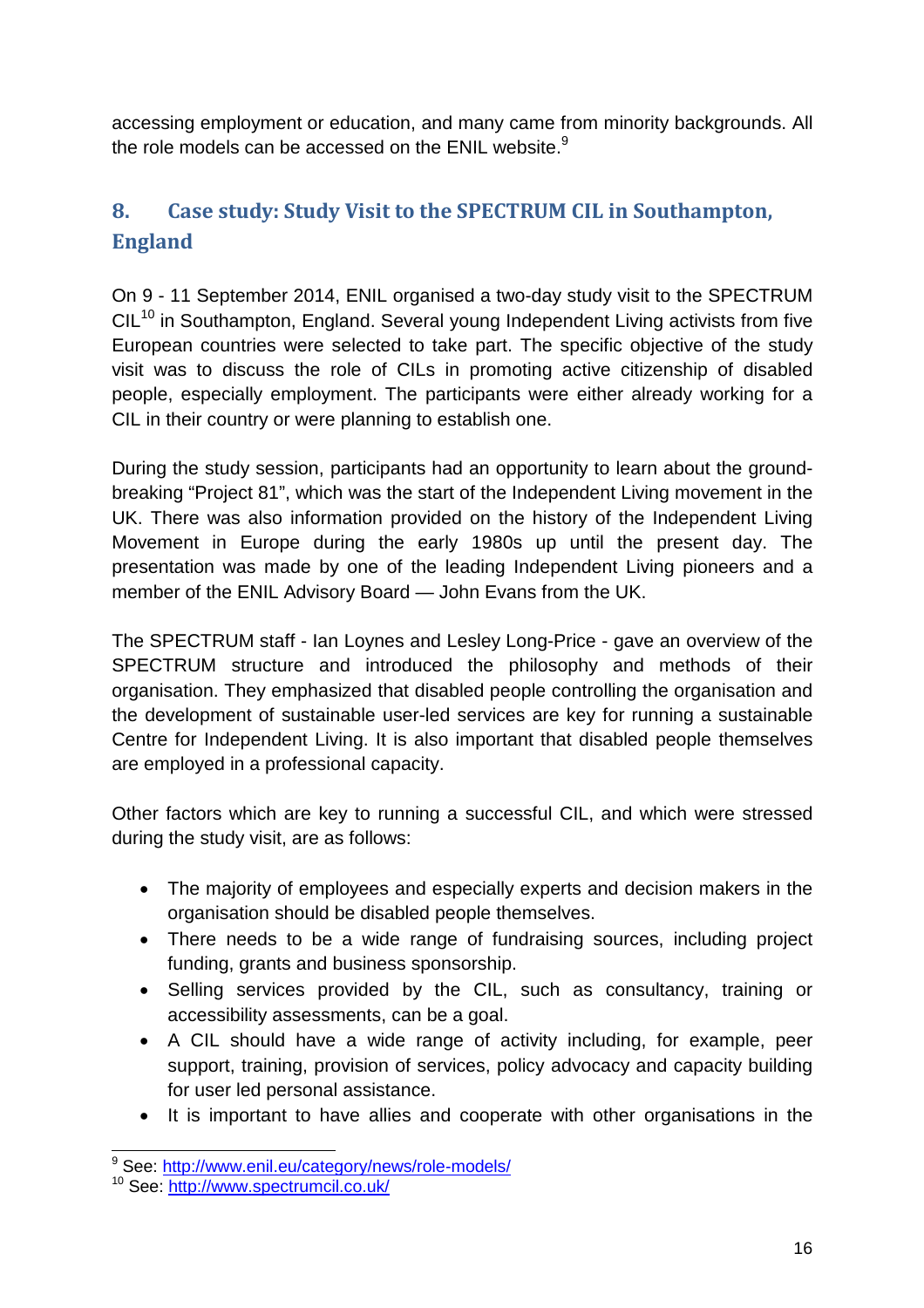accessing employment or education, and many came from minority backgrounds. All the role models can be accessed on the ENIL website.[9]

## 8. Case study: Study Visit to the SPECTRUM CIL in Southampton, England

On 9 - 11 September 2014, ENIL organised a two-day study visit to the SPECTRUM CIL[10] in Southampton, England. Several young Independent Living activists from five European countries were selected to take part. The specific objective of the study visit was to discuss the role of CILs in promoting active citizenship of disabled people, especially employment. The participants were either already working for a CIL in their country or were planning to establish one.

During the study session, participants had an opportunity to learn about the ground-breaking "Project 81", which was the start of the Independent Living movement in the UK. There was also information provided on the history of the Independent Living Movement in Europe during the early 1980s up until the present day. The presentation was made by one of the leading Independent Living pioneers and a member of the ENIL Advisory Board — John Evans from the UK.

The SPECTRUM staff - Ian Loynes and Lesley Long-Price - gave an overview of the SPECTRUM structure and introduced the philosophy and methods of their organisation. They emphasized that disabled people controlling the organisation and the development of sustainable user-led services are key for running a sustainable Centre for Independent Living. It is also important that disabled people themselves are employed in a professional capacity.

Other factors which are key to running a successful CIL, and which were stressed during the study visit, are as follows:

- The majority of employees and especially experts and decision makers in the organisation should be disabled people themselves.
- There needs to be a wide range of fundraising sources, including project funding, grants and business sponsorship.
- Selling services provided by the CIL, such as consultancy, training or accessibility assessments, can be a goal.
- A CIL should have a wide range of activity including, for example, peer support, training, provision of services, policy advocacy and capacity building for user led personal assistance.
- It is important to have allies and cooperate with other organisations in the

[9] See: http://www.enil.eu/category/news/role-models/
[10] See: http://www.spectrumcil.co.uk/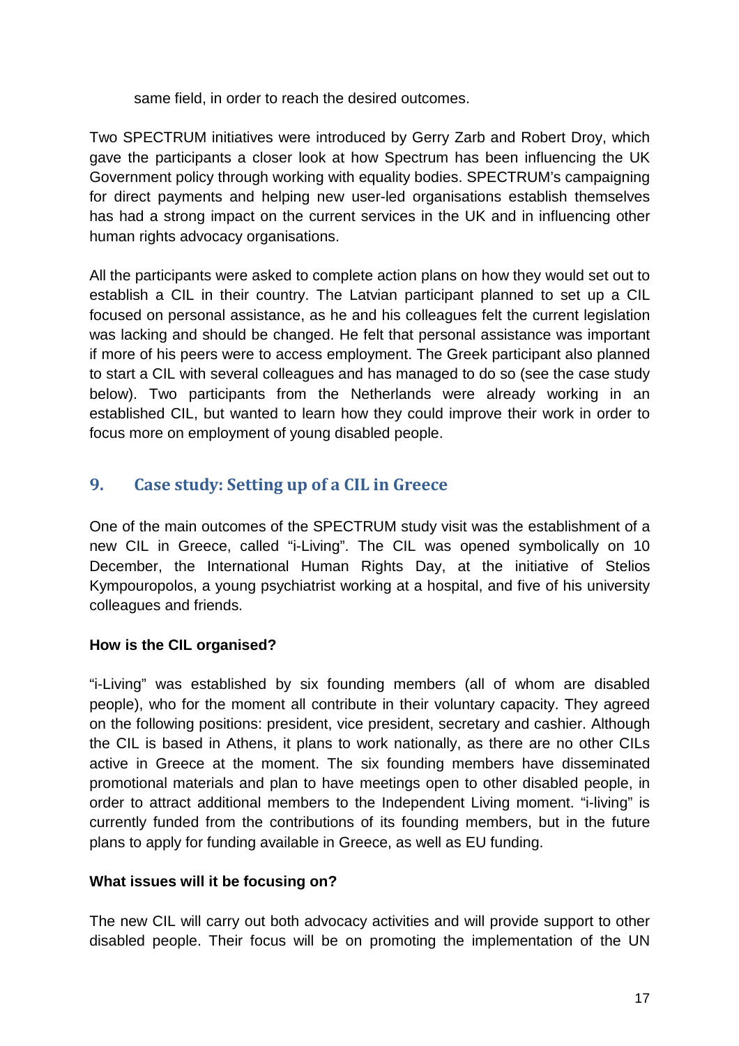same field, in order to reach the desired outcomes.

Two SPECTRUM initiatives were introduced by Gerry Zarb and Robert Droy, which gave the participants a closer look at how Spectrum has been influencing the UK Government policy through working with equality bodies. SPECTRUM's campaigning for direct payments and helping new user-led organisations establish themselves has had a strong impact on the current services in the UK and in influencing other human rights advocacy organisations.

All the participants were asked to complete action plans on how they would set out to establish a CIL in their country. The Latvian participant planned to set up a CIL focused on personal assistance, as he and his colleagues felt the current legislation was lacking and should be changed. He felt that personal assistance was important if more of his peers were to access employment. The Greek participant also planned to start a CIL with several colleagues and has managed to do so (see the case study below). Two participants from the Netherlands were already working in an established CIL, but wanted to learn how they could improve their work in order to focus more on employment of young disabled people.

## 9. Case study: Setting up of a CIL in Greece

One of the main outcomes of the SPECTRUM study visit was the establishment of a new CIL in Greece, called "i-Living". The CIL was opened symbolically on 10 December, the International Human Rights Day, at the initiative of Stelios Kympouropolos, a young psychiatrist working at a hospital, and five of his university colleagues and friends.

**How is the CIL organised?**

"i-Living" was established by six founding members (all of whom are disabled people), who for the moment all contribute in their voluntary capacity. They agreed on the following positions: president, vice president, secretary and cashier. Although the CIL is based in Athens, it plans to work nationally, as there are no other CILs active in Greece at the moment. The six founding members have disseminated promotional materials and plan to have meetings open to other disabled people, in order to attract additional members to the Independent Living moment. "i-living" is currently funded from the contributions of its founding members, but in the future plans to apply for funding available in Greece, as well as EU funding.

**What issues will it be focusing on?**

The new CIL will carry out both advocacy activities and will provide support to other disabled people. Their focus will be on promoting the implementation of the UN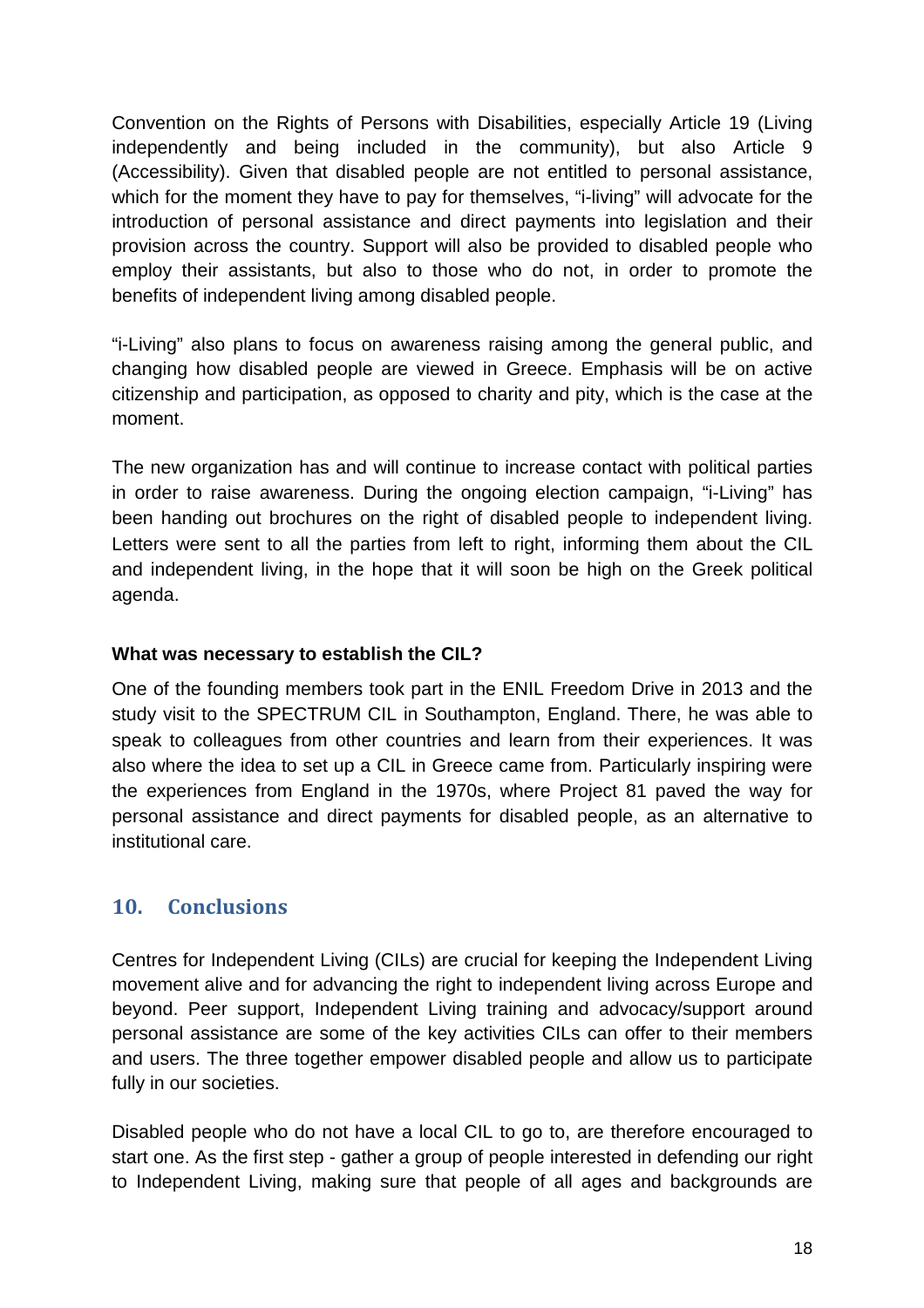Convention on the Rights of Persons with Disabilities, especially Article 19 (Living independently and being included in the community), but also Article 9 (Accessibility). Given that disabled people are not entitled to personal assistance, which for the moment they have to pay for themselves, "i-living" will advocate for the introduction of personal assistance and direct payments into legislation and their provision across the country. Support will also be provided to disabled people who employ their assistants, but also to those who do not, in order to promote the benefits of independent living among disabled people.

"i-Living" also plans to focus on awareness raising among the general public, and changing how disabled people are viewed in Greece. Emphasis will be on active citizenship and participation, as opposed to charity and pity, which is the case at the moment.

The new organization has and will continue to increase contact with political parties in order to raise awareness. During the ongoing election campaign, "i-Living" has been handing out brochures on the right of disabled people to independent living. Letters were sent to all the parties from left to right, informing them about the CIL and independent living, in the hope that it will soon be high on the Greek political agenda.

**What was necessary to establish the CIL?**

One of the founding members took part in the ENIL Freedom Drive in 2013 and the study visit to the SPECTRUM CIL in Southampton, England. There, he was able to speak to colleagues from other countries and learn from their experiences. It was also where the idea to set up a CIL in Greece came from. Particularly inspiring were the experiences from England in the 1970s, where Project 81 paved the way for personal assistance and direct payments for disabled people, as an alternative to institutional care.

## 10. Conclusions

Centres for Independent Living (CILs) are crucial for keeping the Independent Living movement alive and for advancing the right to independent living across Europe and beyond. Peer support, Independent Living training and advocacy/support around personal assistance are some of the key activities CILs can offer to their members and users. The three together empower disabled people and allow us to participate fully in our societies.

Disabled people who do not have a local CIL to go to, are therefore encouraged to start one. As the first step - gather a group of people interested in defending our right to Independent Living, making sure that people of all ages and backgrounds are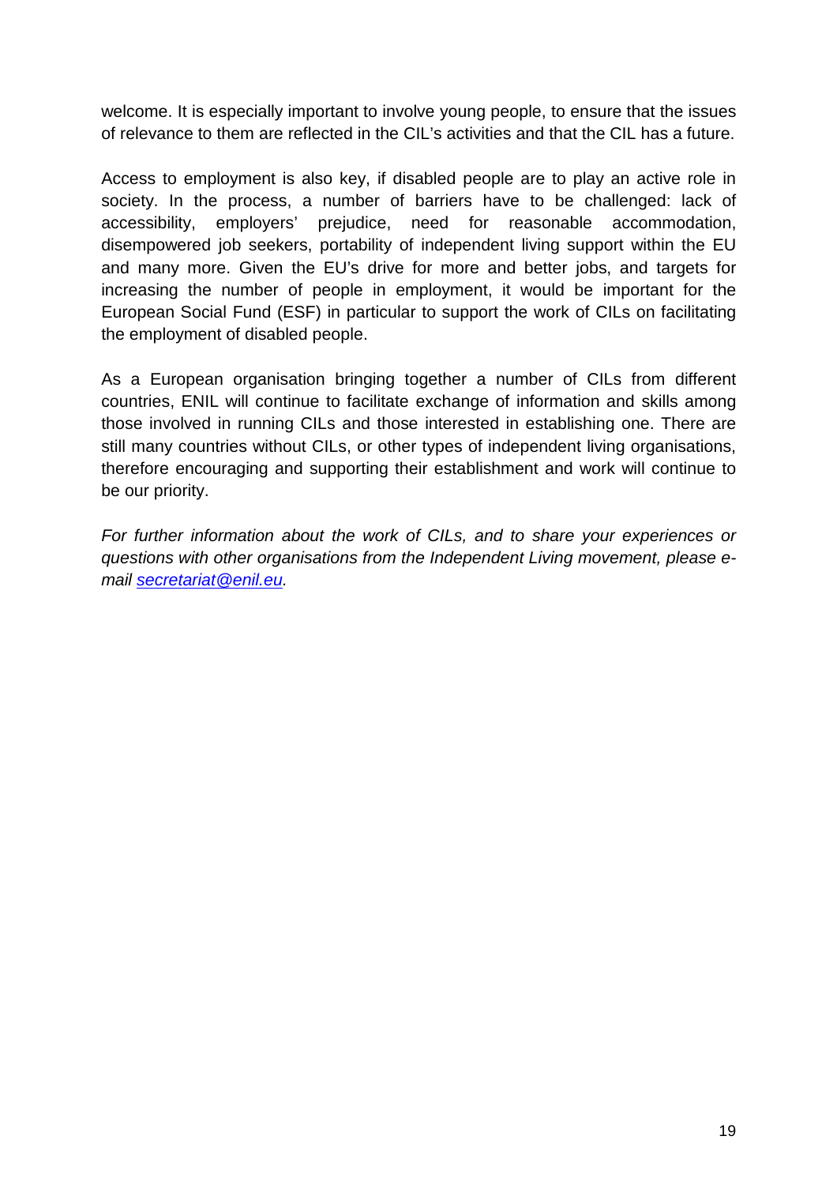welcome. It is especially important to involve young people, to ensure that the issues of relevance to them are reflected in the CIL's activities and that the CIL has a future.

Access to employment is also key, if disabled people are to play an active role in society. In the process, a number of barriers have to be challenged: lack of accessibility, employers' prejudice, need for reasonable accommodation, disempowered job seekers, portability of independent living support within the EU and many more. Given the EU's drive for more and better jobs, and targets for increasing the number of people in employment, it would be important for the European Social Fund (ESF) in particular to support the work of CILs on facilitating the employment of disabled people.

As a European organisation bringing together a number of CILs from different countries, ENIL will continue to facilitate exchange of information and skills among those involved in running CILs and those interested in establishing one. There are still many countries without CILs, or other types of independent living organisations, therefore encouraging and supporting their establishment and work will continue to be our priority.

*For further information about the work of CILs, and to share your experiences or questions with other organisations from the Independent Living movement, please e-mail secretariat@enil.eu.*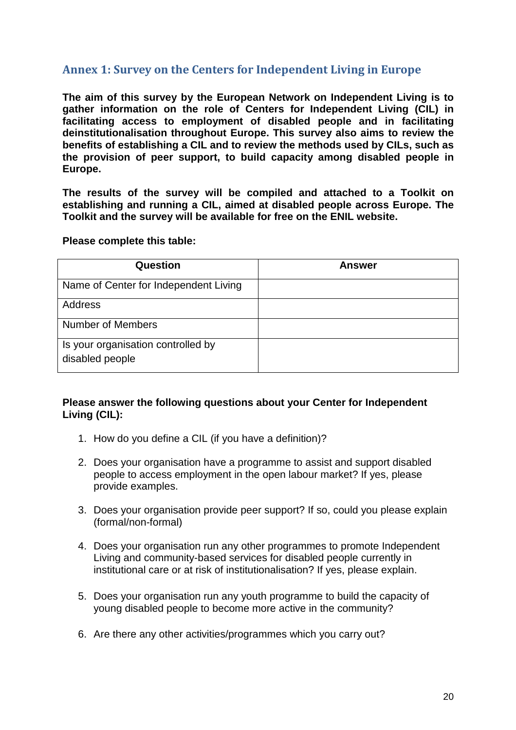## Annex 1: Survey on the Centers for Independent Living in Europe

**The aim of this survey by the European Network on Independent Living is to gather information on the role of Centers for Independent Living (CIL) in facilitating access to employment of disabled people and in facilitating deinstitutionalisation throughout Europe. This survey also aims to review the benefits of establishing a CIL and to review the methods used by CILs, such as the provision of peer support, to build capacity among disabled people in Europe.**

**The results of the survey will be compiled and attached to a Toolkit on establishing and running a CIL, aimed at disabled people across Europe. The Toolkit and the survey will be available for free on the ENIL website.**

**Please complete this table:**

| Question | Answer |
|---|---|
| Name of Center for Independent Living | |
| Address | |
| Number of Members | |
| Is your organisation controlled by disabled people | |

**Please answer the following questions about your Center for Independent Living (CIL):**

1. How do you define a CIL (if you have a definition)?
2. Does your organisation have a programme to assist and support disabled people to access employment in the open labour market? If yes, please provide examples.
3. Does your organisation provide peer support? If so, could you please explain (formal/non-formal)
4. Does your organisation run any other programmes to promote Independent Living and community-based services for disabled people currently in institutional care or at risk of institutionalisation? If yes, please explain.
5. Does your organisation run any youth programme to build the capacity of young disabled people to become more active in the community?
6. Are there any other activities/programmes which you carry out?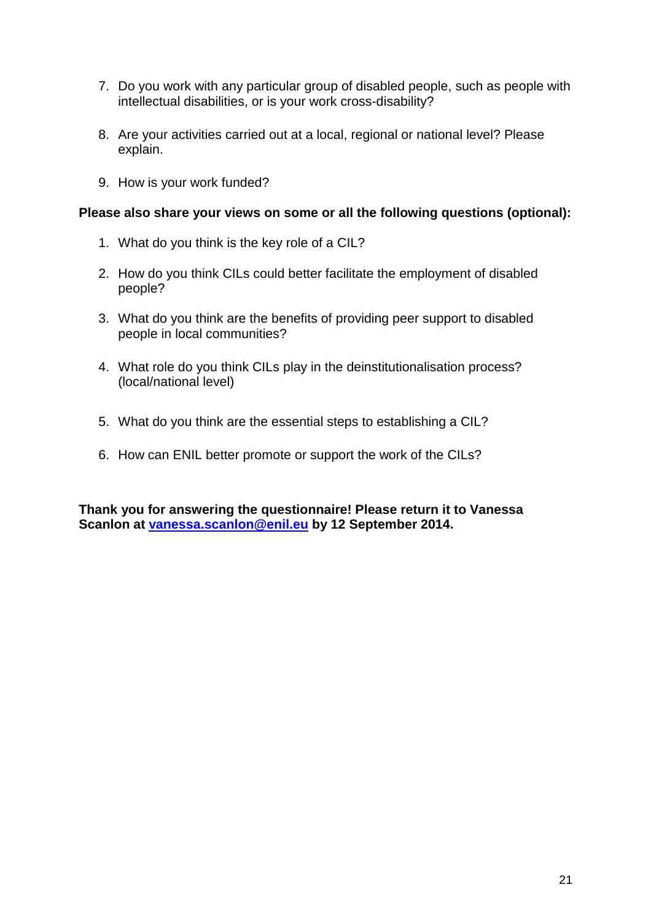7. Do you work with any particular group of disabled people, such as people with intellectual disabilities, or is your work cross-disability?

8. Are your activities carried out at a local, regional or national level? Please explain.

9. How is your work funded?

**Please also share your views on some or all the following questions (optional):**

1. What do you think is the key role of a CIL?

2. How do you think CILs could better facilitate the employment of disabled people?

3. What do you think are the benefits of providing peer support to disabled people in local communities?

4. What role do you think CILs play in the deinstitutionalisation process? (local/national level)

5. What do you think are the essential steps to establishing a CIL?

6. How can ENIL better promote or support the work of the CILs?

**Thank you for answering the questionnaire! Please return it to Vanessa Scanlon at [vanessa.scanlon@enil.eu](mailto:vanessa.scanlon@enil.eu) by 12 September 2014.**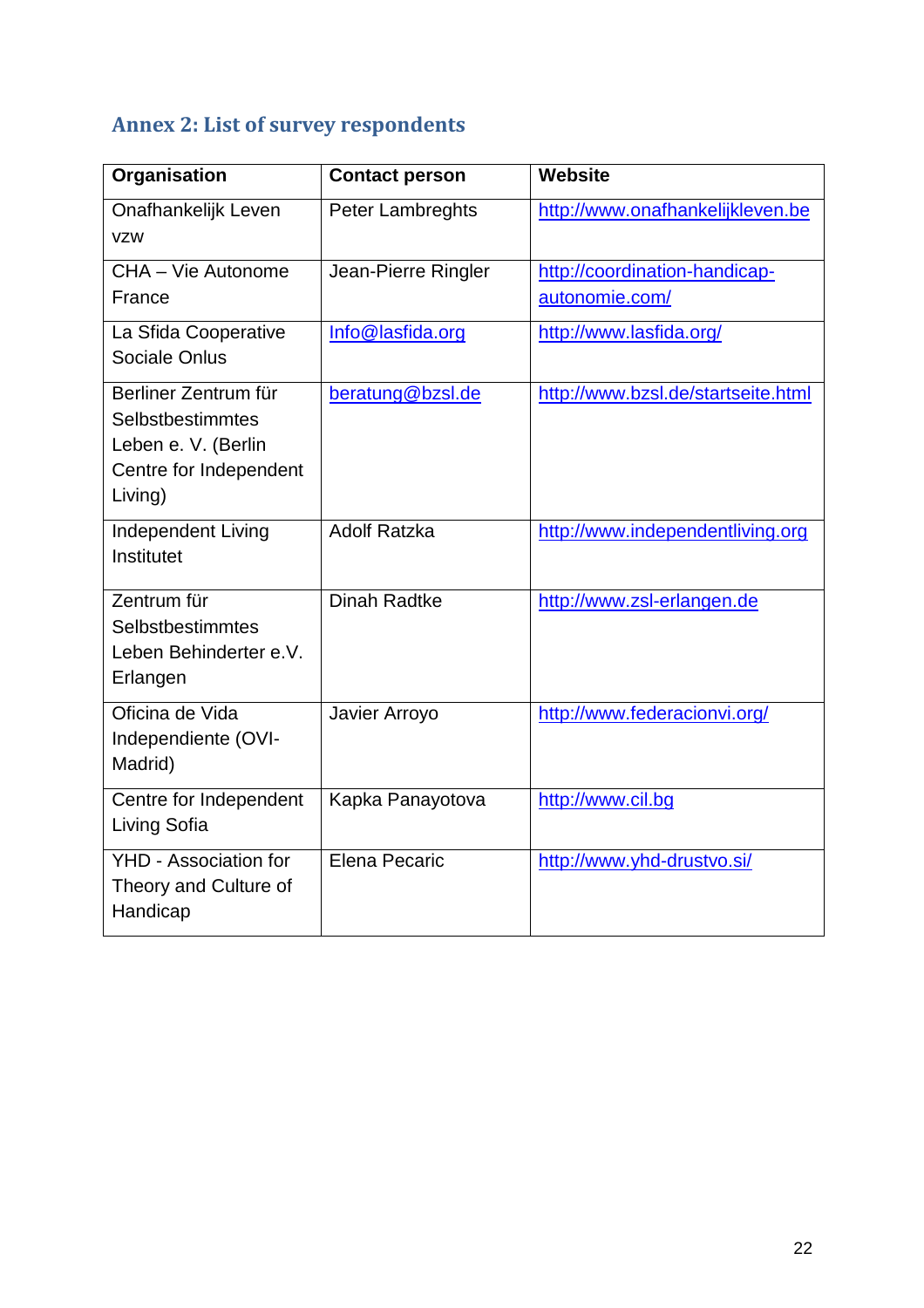## Annex 2: List of survey respondents

| Organisation | Contact person | Website |
|---|---|---|
| Onafhankelijk Leven vzw | Peter Lambreghts | http://www.onafhankelijkleven.be |
| CHA – Vie Autonome France | Jean-Pierre Ringler | http://coordination-handicap-autonomie.com/ |
| La Sfida Cooperative Sociale Onlus | Info@lasfida.org | http://www.lasfida.org/ |
| Berliner Zentrum für Selbstbestimmtes Leben e. V. (Berlin Centre for Independent Living) | beratung@bzsl.de | http://www.bzsl.de/startseite.html |
| Independent Living Institutet | Adolf Ratzka | http://www.independentliving.org |
| Zentrum für Selbstbestimmtes Leben Behinderter e.V. Erlangen | Dinah Radtke | http://www.zsl-erlangen.de |
| Oficina de Vida Independiente (OVI-Madrid) | Javier Arroyo | http://www.federacionvi.org/ |
| Centre for Independent Living Sofia | Kapka Panayotova | http://www.cil.bg |
| YHD - Association for Theory and Culture of Handicap | Elena Pecaric | http://www.yhd-drustvo.si/ |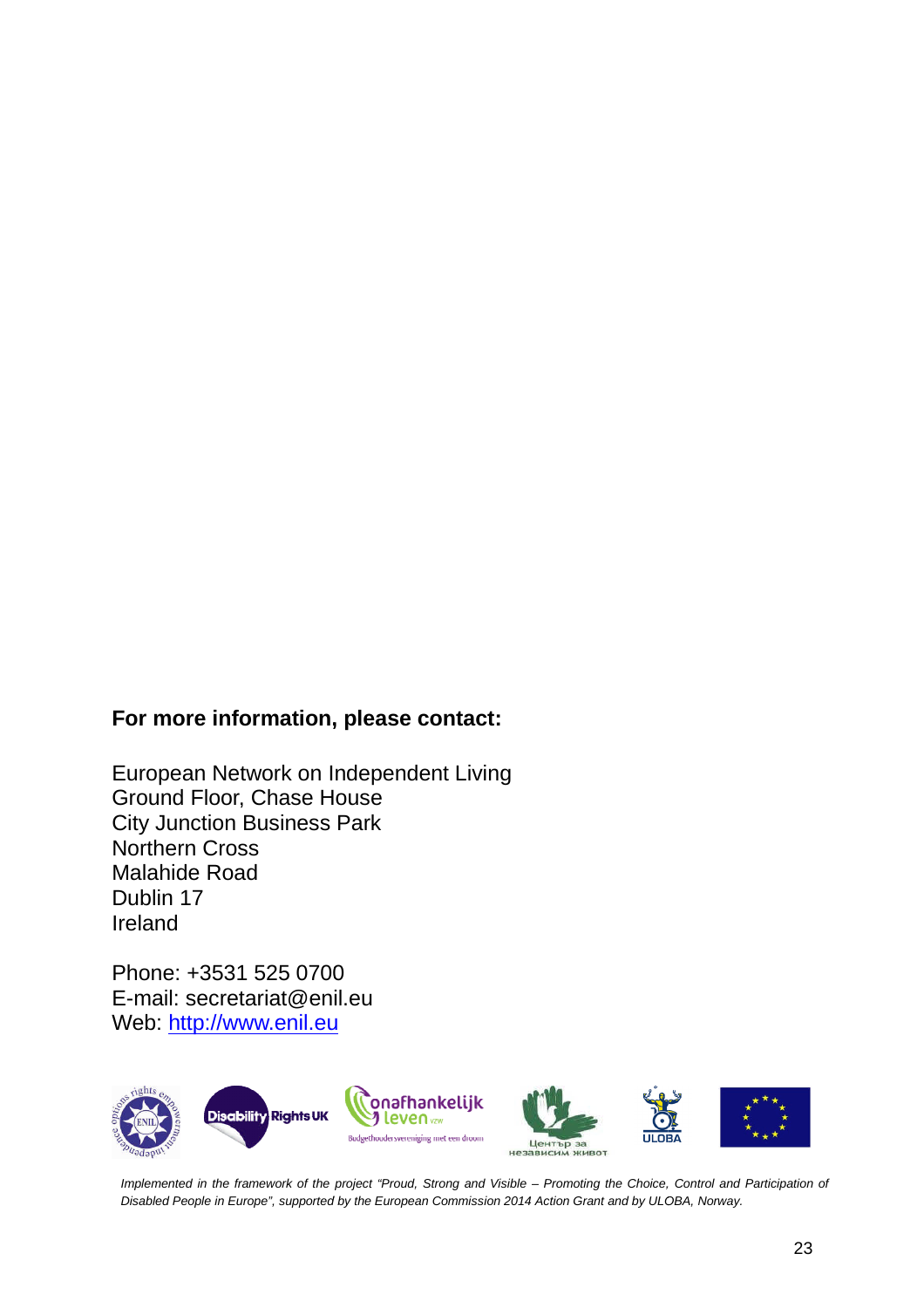**For more information, please contact:**

European Network on Independent Living
Ground Floor, Chase House
City Junction Business Park
Northern Cross
Malahide Road
Dublin 17
Ireland

Phone: +3531 525 0700
E-mail: secretariat@enil.eu
Web: [http://www.enil.eu](http://www.enil.eu)

*Implemented in the framework of the project "Proud, Strong and Visible – Promoting the Choice, Control and Participation of Disabled People in Europe", supported by the European Commission 2014 Action Grant and by ULOBA, Norway.*